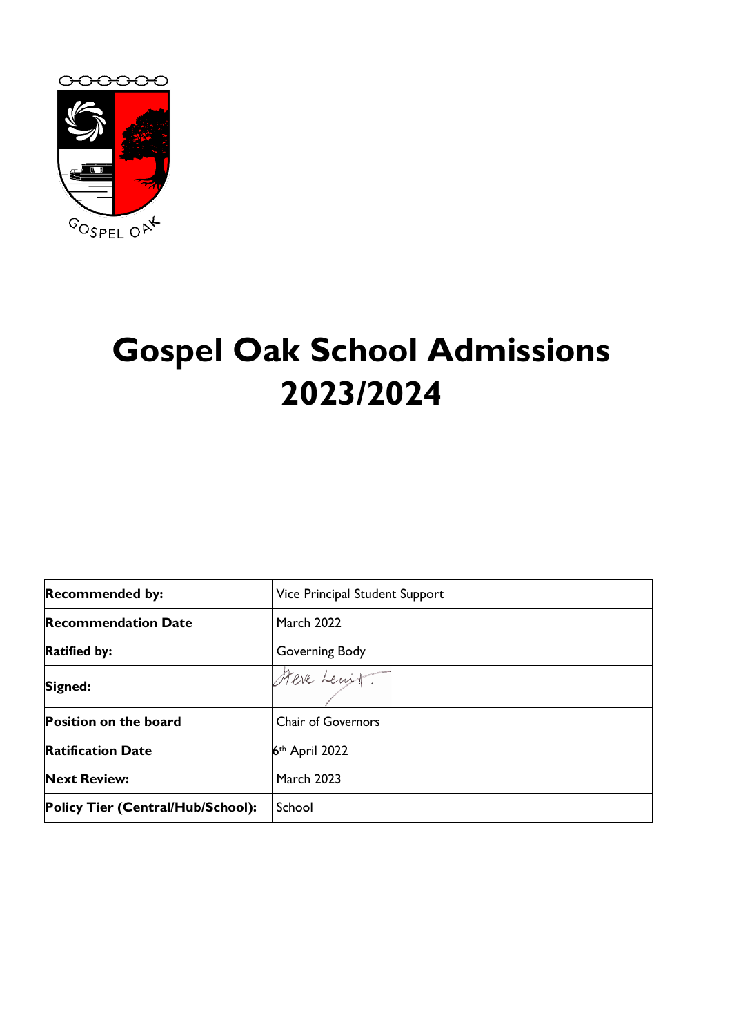GOSPEL OAK

# Gospel Oak School Admissions 2023/2024

| **Recommended by:** | Vice Principal Student Support |
| --- | --- |
| **Recommendation Date** | March 2022 |
| **Ratified by:** | Governing Body |
| **Signed:** | Steve Levitt |
| **Position on the board** | Chair of Governors |
| **Ratification Date** | 6th April 2022 |
| **Next Review:** | March 2023 |
| **Policy Tier (Central/Hub/School):** | School |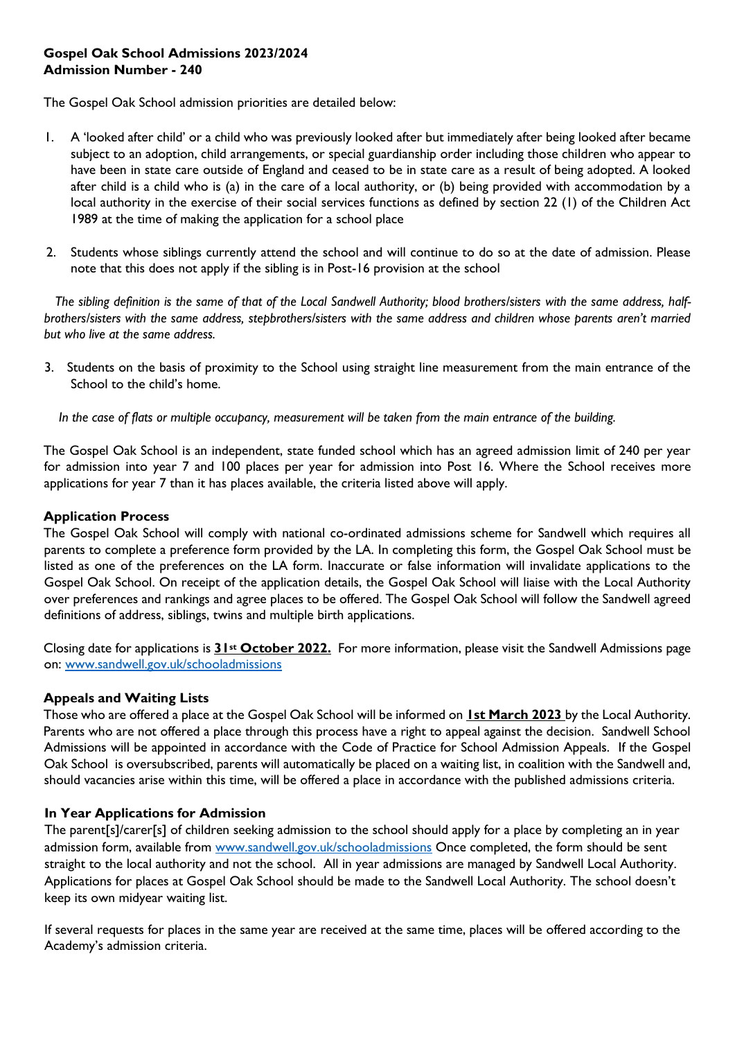**Gospel Oak School Admissions 2023/2024**
**Admission Number - 240**

The Gospel Oak School admission priorities are detailed below:

1. A 'looked after child' or a child who was previously looked after but immediately after being looked after became subject to an adoption, child arrangements, or special guardianship order including those children who appear to have been in state care outside of England and ceased to be in state care as a result of being adopted. A looked after child is a child who is (a) in the care of a local authority, or (b) being provided with accommodation by a local authority in the exercise of their social services functions as defined by section 22 (1) of the Children Act 1989 at the time of making the application for a school place

2. Students whose siblings currently attend the school and will continue to do so at the date of admission. Please note that this does not apply if the sibling is in Post-16 provision at the school

*The sibling definition is the same of that of the Local Sandwell Authority; blood brothers/sisters with the same address, half-brothers/sisters with the same address, stepbrothers/sisters with the same address and children whose parents aren't married but who live at the same address.*

3. Students on the basis of proximity to the School using straight line measurement from the main entrance of the School to the child's home.

*In the case of flats or multiple occupancy, measurement will be taken from the main entrance of the building.*

The Gospel Oak School is an independent, state funded school which has an agreed admission limit of 240 per year for admission into year 7 and 100 places per year for admission into Post 16. Where the School receives more applications for year 7 than it has places available, the criteria listed above will apply.

**Application Process**

The Gospel Oak School will comply with national co-ordinated admissions scheme for Sandwell which requires all parents to complete a preference form provided by the LA. In completing this form, the Gospel Oak School must be listed as one of the preferences on the LA form. Inaccurate or false information will invalidate applications to the Gospel Oak School. On receipt of the application details, the Gospel Oak School will liaise with the Local Authority over preferences and rankings and agree places to be offered. The Gospel Oak School will follow the Sandwell agreed definitions of address, siblings, twins and multiple birth applications.

Closing date for applications is **31st October 2022.** For more information, please visit the Sandwell Admissions page on: www.sandwell.gov.uk/schooladmissions

**Appeals and Waiting Lists**

Those who are offered a place at the Gospel Oak School will be informed on **1st March 2023** by the Local Authority. Parents who are not offered a place through this process have a right to appeal against the decision. Sandwell School Admissions will be appointed in accordance with the Code of Practice for School Admission Appeals. If the Gospel Oak School is oversubscribed, parents will automatically be placed on a waiting list, in coalition with the Sandwell and, should vacancies arise within this time, will be offered a place in accordance with the published admissions criteria.

**In Year Applications for Admission**

The parent[s]/carer[s] of children seeking admission to the school should apply for a place by completing an in year admission form, available from www.sandwell.gov.uk/schooladmissions Once completed, the form should be sent straight to the local authority and not the school. All in year admissions are managed by Sandwell Local Authority. Applications for places at Gospel Oak School should be made to the Sandwell Local Authority. The school doesn't keep its own midyear waiting list.

If several requests for places in the same year are received at the same time, places will be offered according to the Academy's admission criteria.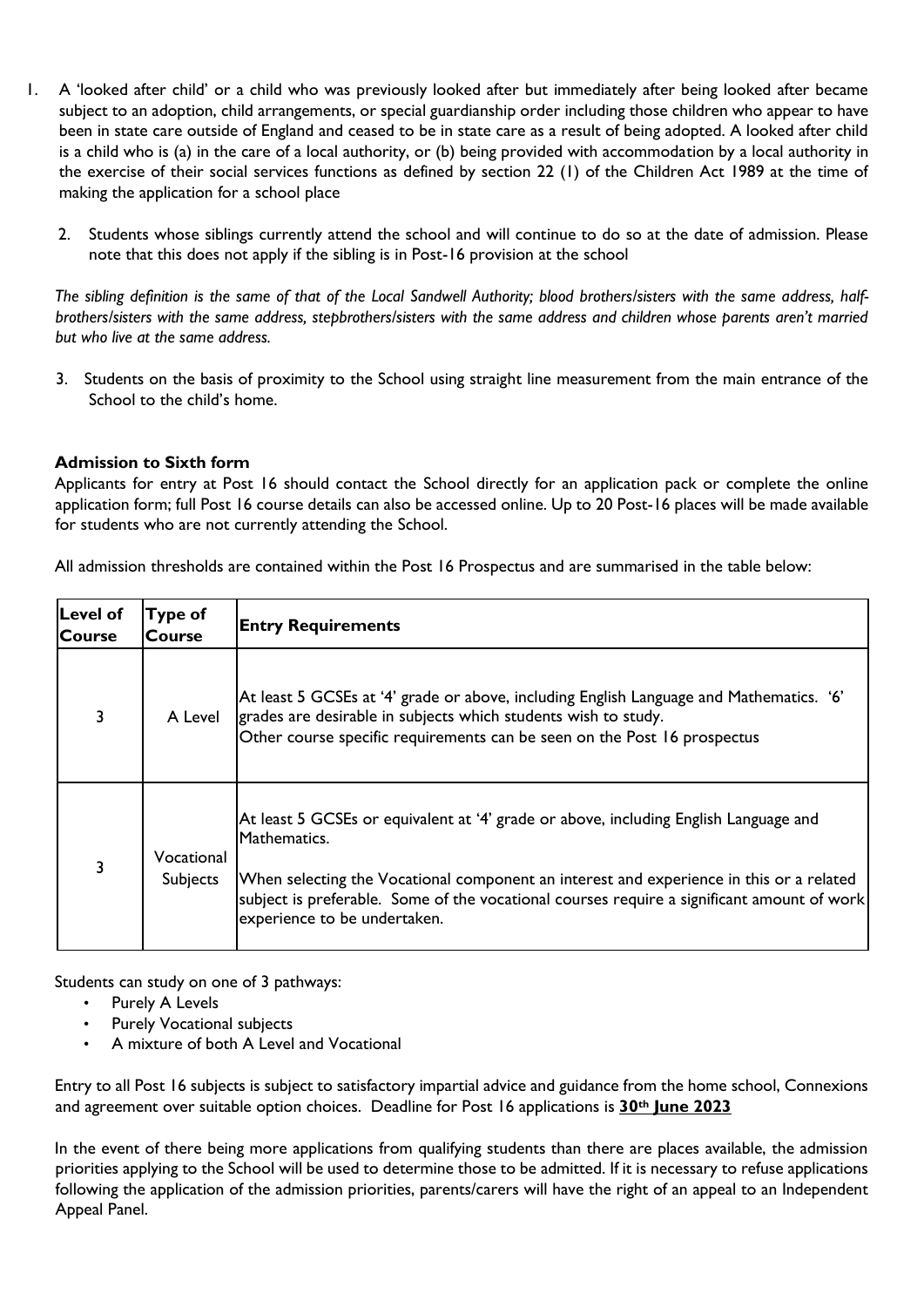1. A 'looked after child' or a child who was previously looked after but immediately after being looked after became subject to an adoption, child arrangements, or special guardianship order including those children who appear to have been in state care outside of England and ceased to be in state care as a result of being adopted. A looked after child is a child who is (a) in the care of a local authority, or (b) being provided with accommodation by a local authority in the exercise of their social services functions as defined by section 22 (1) of the Children Act 1989 at the time of making the application for a school place

2. Students whose siblings currently attend the school and will continue to do so at the date of admission. Please note that this does not apply if the sibling is in Post-16 provision at the school

*The sibling definition is the same of that of the Local Sandwell Authority; blood brothers/sisters with the same address, half-brothers/sisters with the same address, stepbrothers/sisters with the same address and children whose parents aren't married but who live at the same address.*

3. Students on the basis of proximity to the School using straight line measurement from the main entrance of the School to the child's home.

**Admission to Sixth form**

Applicants for entry at Post 16 should contact the School directly for an application pack or complete the online application form; full Post 16 course details can also be accessed online. Up to 20 Post-16 places will be made available for students who are not currently attending the School.

All admission thresholds are contained within the Post 16 Prospectus and are summarised in the table below:

| Level of Course | Type of Course | Entry Requirements |
|---|---|---|
| 3 | A Level | At least 5 GCSEs at '4' grade or above, including English Language and Mathematics. '6' grades are desirable in subjects which students wish to study.<br>Other course specific requirements can be seen on the Post 16 prospectus |
| 3 | Vocational Subjects | At least 5 GCSEs or equivalent at '4' grade or above, including English Language and Mathematics.<br><br>When selecting the Vocational component an interest and experience in this or a related subject is preferable. Some of the vocational courses require a significant amount of work experience to be undertaken. |

Students can study on one of 3 pathways:

- Purely A Levels
- Purely Vocational subjects
- A mixture of both A Level and Vocational

Entry to all Post 16 subjects is subject to satisfactory impartial advice and guidance from the home school, Connexions and agreement over suitable option choices. Deadline for Post 16 applications is **30th June 2023**

In the event of there being more applications from qualifying students than there are places available, the admission priorities applying to the School will be used to determine those to be admitted. If it is necessary to refuse applications following the application of the admission priorities, parents/carers will have the right of an appeal to an Independent Appeal Panel.